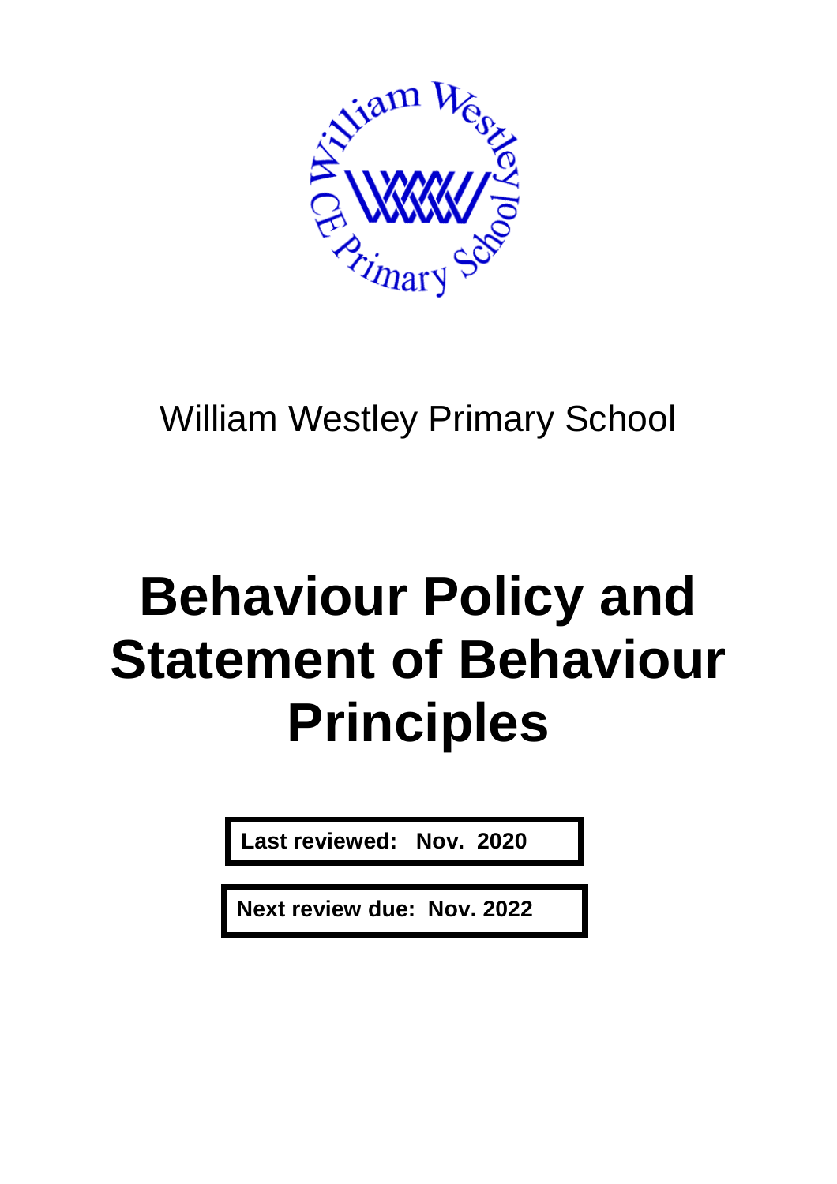William Westley Primary School

# Behaviour Policy and Statement of Behaviour Principles

**Last reviewed: Nov. 2020**

**Next review due: Nov. 2022**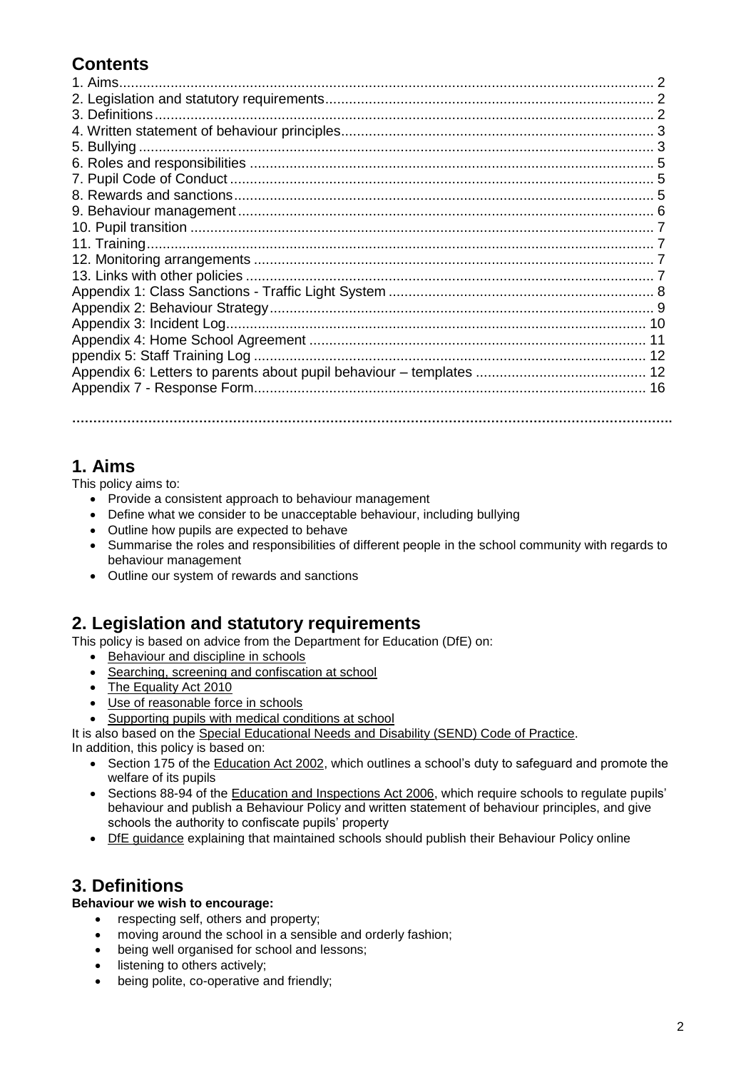## Contents

1. Aims....... 2
2. Legislation and statutory requirements....... 2
3. Definitions....... 2
4. Written statement of behaviour principles....... 3
5. Bullying....... 3
6. Roles and responsibilities....... 5
7. Pupil Code of Conduct....... 5
8. Rewards and sanctions....... 5
9. Behaviour management....... 6
10. Pupil transition....... 7
11. Training....... 7
12. Monitoring arrangements....... 7
13. Links with other policies....... 7
Appendix 1: Class Sanctions - Traffic Light System....... 8
Appendix 2: Behaviour Strategy....... 9
Appendix 3: Incident Log....... 10
Appendix 4: Home School Agreement....... 11
ppendix 5: Staff Training Log....... 12
Appendix 6: Letters to parents about pupil behaviour – templates....... 12
Appendix 7 - Response Form....... 16

**..............................................................................................................................................**

# 1. Aims

This policy aims to:

- Provide a consistent approach to behaviour management
- Define what we consider to be unacceptable behaviour, including bullying
- Outline how pupils are expected to behave
- Summarise the roles and responsibilities of different people in the school community with regards to behaviour management
- Outline our system of rewards and sanctions

# 2. Legislation and statutory requirements

This policy is based on advice from the Department for Education (DfE) on:

- Behaviour and discipline in schools
- Searching, screening and confiscation at school
- The Equality Act 2010
- Use of reasonable force in schools
- Supporting pupils with medical conditions at school

It is also based on the Special Educational Needs and Disability (SEND) Code of Practice.

In addition, this policy is based on:

- Section 175 of the Education Act 2002, which outlines a school's duty to safeguard and promote the welfare of its pupils
- Sections 88-94 of the Education and Inspections Act 2006, which require schools to regulate pupils' behaviour and publish a Behaviour Policy and written statement of behaviour principles, and give schools the authority to confiscate pupils' property
- DfE guidance explaining that maintained schools should publish their Behaviour Policy online

# 3. Definitions

**Behaviour we wish to encourage:**

- respecting self, others and property;
- moving around the school in a sensible and orderly fashion;
- being well organised for school and lessons;
- listening to others actively;
- being polite, co-operative and friendly;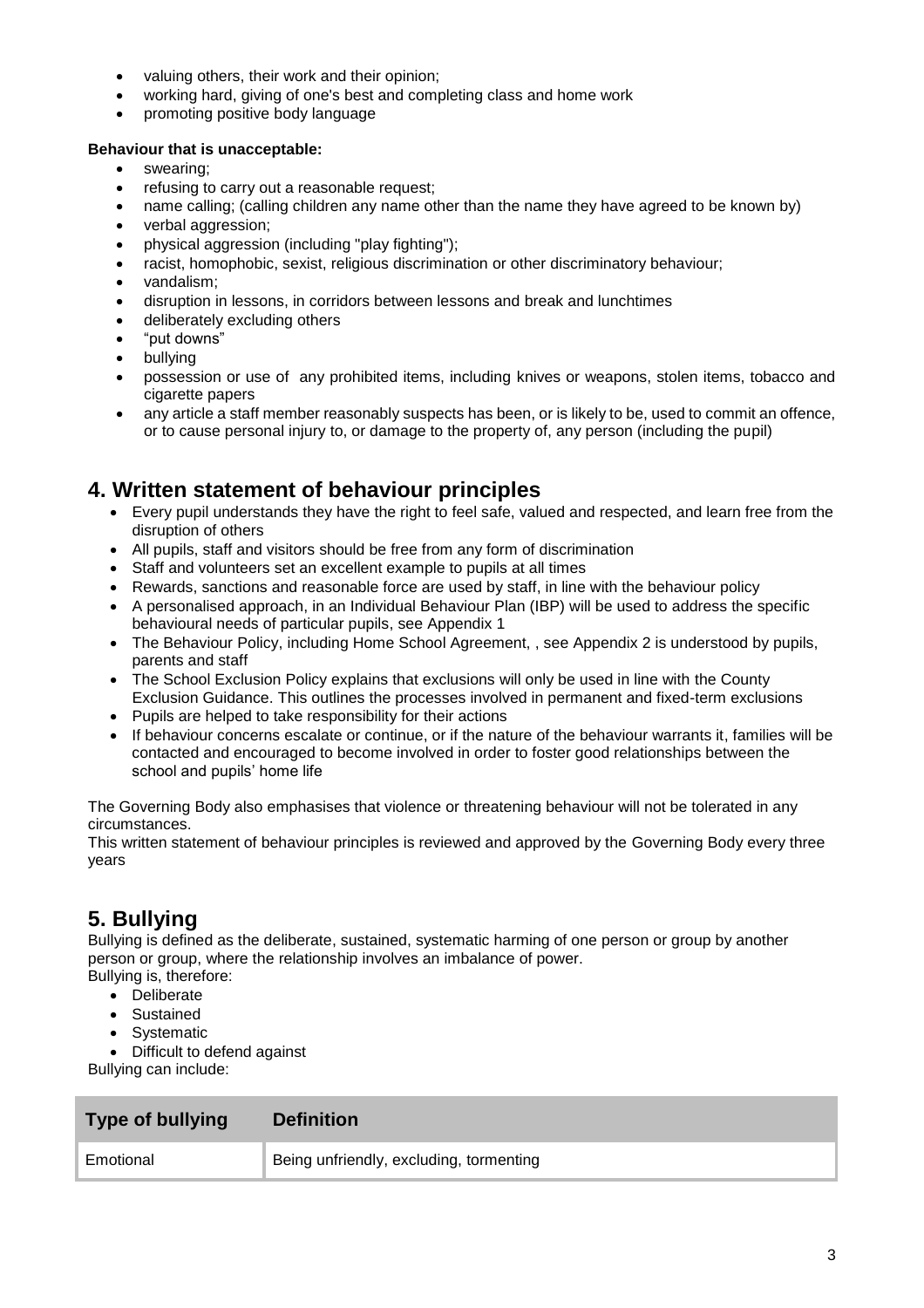- valuing others, their work and their opinion;
- working hard, giving of one's best and completing class and home work
- promoting positive body language

**Behaviour that is unacceptable:**

- swearing;
- refusing to carry out a reasonable request;
- name calling; (calling children any name other than the name they have agreed to be known by)
- verbal aggression;
- physical aggression (including "play fighting");
- racist, homophobic, sexist, religious discrimination or other discriminatory behaviour;
- vandalism;
- disruption in lessons, in corridors between lessons and break and lunchtimes
- deliberately excluding others
- "put downs"
- bullying
- possession or use of any prohibited items, including knives or weapons, stolen items, tobacco and cigarette papers
- any article a staff member reasonably suspects has been, or is likely to be, used to commit an offence, or to cause personal injury to, or damage to the property of, any person (including the pupil)

## 4. Written statement of behaviour principles

- Every pupil understands they have the right to feel safe, valued and respected, and learn free from the disruption of others
- All pupils, staff and visitors should be free from any form of discrimination
- Staff and volunteers set an excellent example to pupils at all times
- Rewards, sanctions and reasonable force are used by staff, in line with the behaviour policy
- A personalised approach, in an Individual Behaviour Plan (IBP) will be used to address the specific behavioural needs of particular pupils, see Appendix 1
- The Behaviour Policy, including Home School Agreement, , see Appendix 2 is understood by pupils, parents and staff
- The School Exclusion Policy explains that exclusions will only be used in line with the County Exclusion Guidance. This outlines the processes involved in permanent and fixed-term exclusions
- Pupils are helped to take responsibility for their actions
- If behaviour concerns escalate or continue, or if the nature of the behaviour warrants it, families will be contacted and encouraged to become involved in order to foster good relationships between the school and pupils' home life

The Governing Body also emphasises that violence or threatening behaviour will not be tolerated in any circumstances.

This written statement of behaviour principles is reviewed and approved by the Governing Body every three years

## 5. Bullying

Bullying is defined as the deliberate, sustained, systematic harming of one person or group by another person or group, where the relationship involves an imbalance of power.

Bullying is, therefore:

- Deliberate
- Sustained
- Systematic
- Difficult to defend against

Bullying can include:

| Type of bullying | Definition |
|---|---|
| Emotional | Being unfriendly, excluding, tormenting |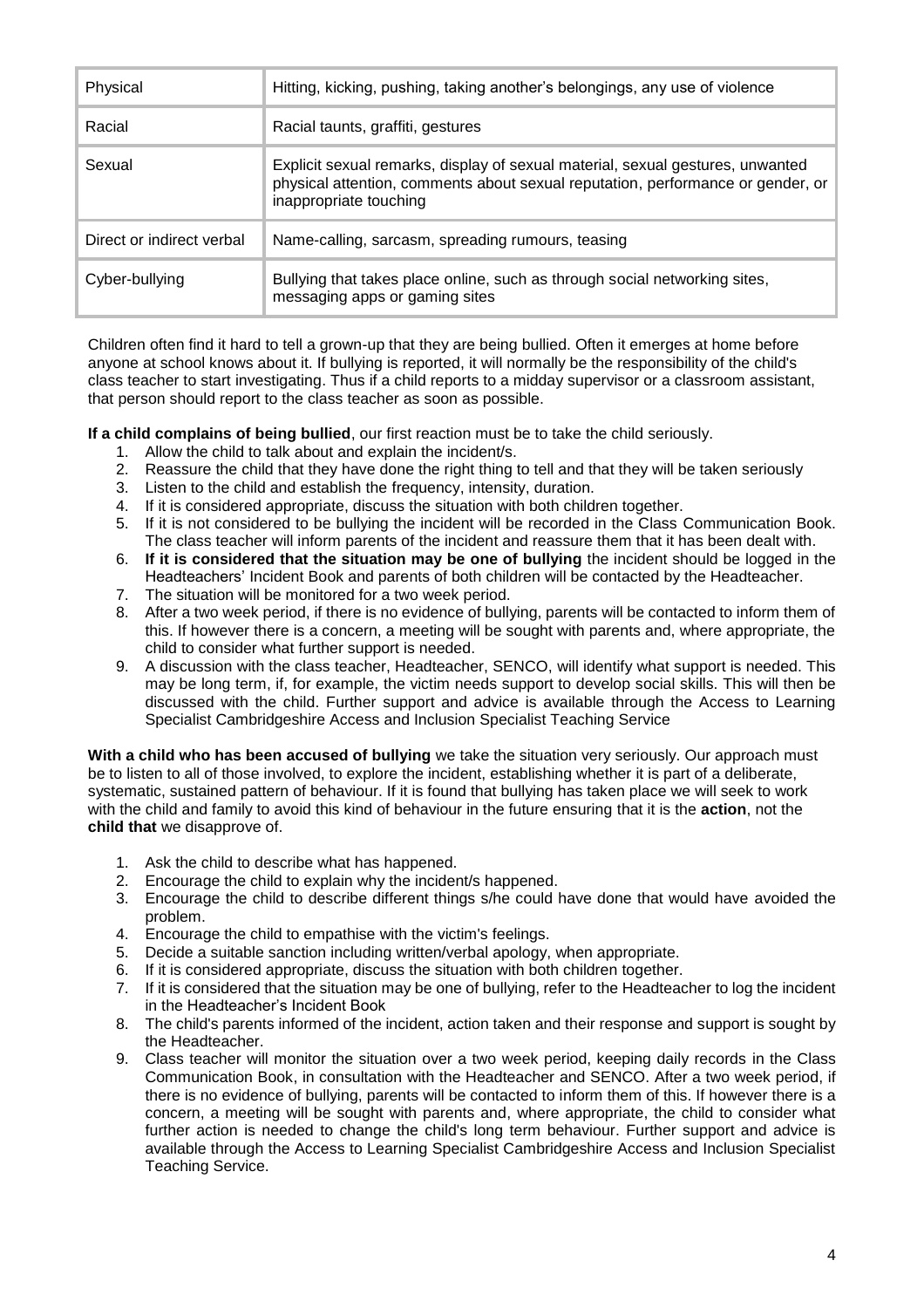| Physical | Hitting, kicking, pushing, taking another's belongings, any use of violence |
|---|---|
| Racial | Racial taunts, graffiti, gestures |
| Sexual | Explicit sexual remarks, display of sexual material, sexual gestures, unwanted physical attention, comments about sexual reputation, performance or gender, or inappropriate touching |
| Direct or indirect verbal | Name-calling, sarcasm, spreading rumours, teasing |
| Cyber-bullying | Bullying that takes place online, such as through social networking sites, messaging apps or gaming sites |

Children often find it hard to tell a grown-up that they are being bullied. Often it emerges at home before anyone at school knows about it. If bullying is reported, it will normally be the responsibility of the child's class teacher to start investigating. Thus if a child reports to a midday supervisor or a classroom assistant, that person should report to the class teacher as soon as possible.

**If a child complains of being bullied**, our first reaction must be to take the child seriously.

1. Allow the child to talk about and explain the incident/s.
2. Reassure the child that they have done the right thing to tell and that they will be taken seriously
3. Listen to the child and establish the frequency, intensity, duration.
4. If it is considered appropriate, discuss the situation with both children together.
5. If it is not considered to be bullying the incident will be recorded in the Class Communication Book. The class teacher will inform parents of the incident and reassure them that it has been dealt with.
6. **If it is considered that the situation may be one of bullying** the incident should be logged in the Headteachers' Incident Book and parents of both children will be contacted by the Headteacher.
7. The situation will be monitored for a two week period.
8. After a two week period, if there is no evidence of bullying, parents will be contacted to inform them of this. If however there is a concern, a meeting will be sought with parents and, where appropriate, the child to consider what further support is needed.
9. A discussion with the class teacher, Headteacher, SENCO, will identify what support is needed. This may be long term, if, for example, the victim needs support to develop social skills. This will then be discussed with the child. Further support and advice is available through the Access to Learning Specialist Cambridgeshire Access and Inclusion Specialist Teaching Service

**With a child who has been accused of bullying** we take the situation very seriously. Our approach must be to listen to all of those involved, to explore the incident, establishing whether it is part of a deliberate, systematic, sustained pattern of behaviour. If it is found that bullying has taken place we will seek to work with the child and family to avoid this kind of behaviour in the future ensuring that it is the **action**, not the **child that** we disapprove of.

1. Ask the child to describe what has happened.
2. Encourage the child to explain why the incident/s happened.
3. Encourage the child to describe different things s/he could have done that would have avoided the problem.
4. Encourage the child to empathise with the victim's feelings.
5. Decide a suitable sanction including written/verbal apology, when appropriate.
6. If it is considered appropriate, discuss the situation with both children together.
7. If it is considered that the situation may be one of bullying, refer to the Headteacher to log the incident in the Headteacher's Incident Book
8. The child's parents informed of the incident, action taken and their response and support is sought by the Headteacher.
9. Class teacher will monitor the situation over a two week period, keeping daily records in the Class Communication Book, in consultation with the Headteacher and SENCO. After a two week period, if there is no evidence of bullying, parents will be contacted to inform them of this. If however there is a concern, a meeting will be sought with parents and, where appropriate, the child to consider what further action is needed to change the child's long term behaviour. Further support and advice is available through the Access to Learning Specialist Cambridgeshire Access and Inclusion Specialist Teaching Service.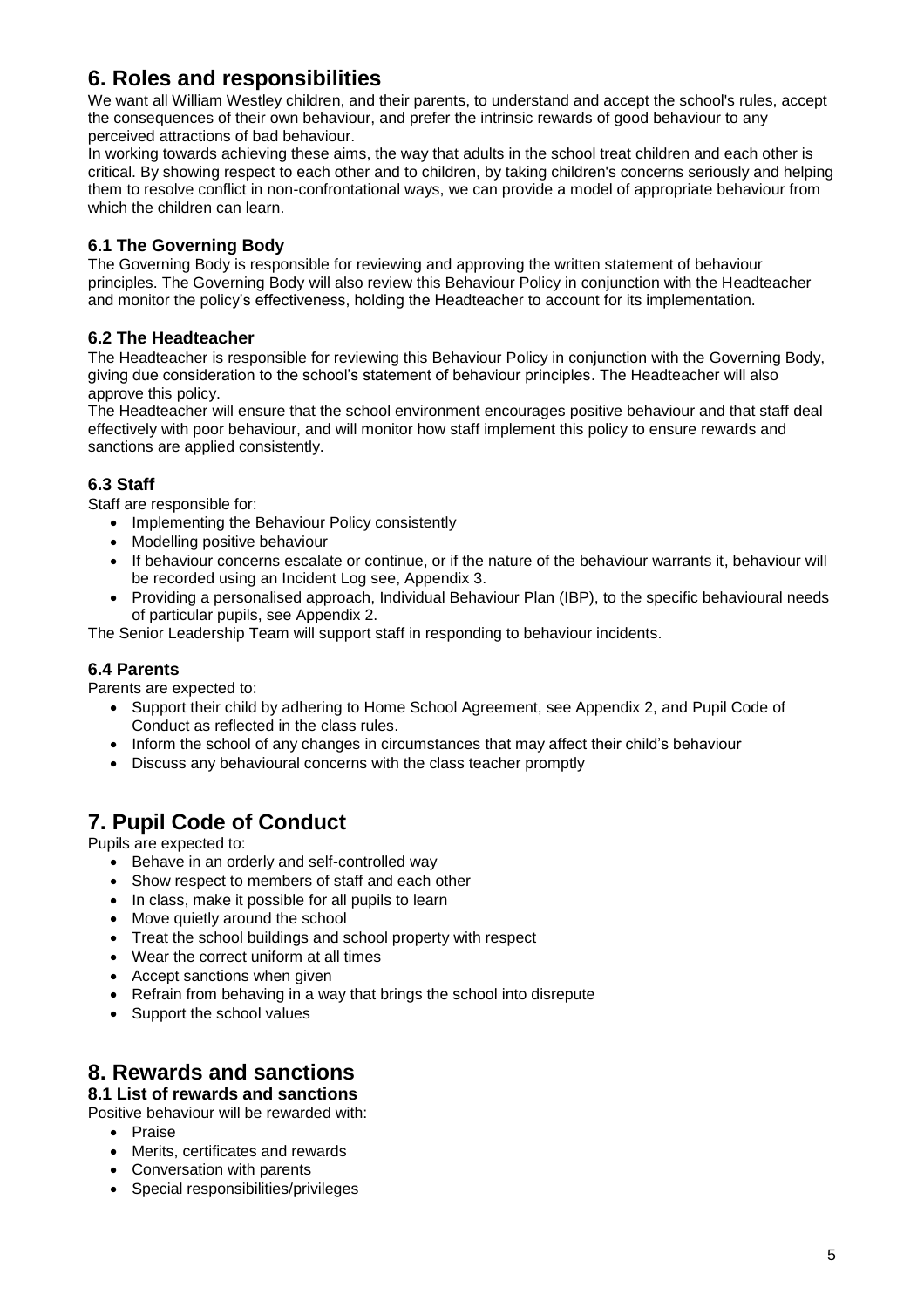# 6. Roles and responsibilities

We want all William Westley children, and their parents, to understand and accept the school's rules, accept the consequences of their own behaviour, and prefer the intrinsic rewards of good behaviour to any perceived attractions of bad behaviour.

In working towards achieving these aims, the way that adults in the school treat children and each other is critical. By showing respect to each other and to children, by taking children's concerns seriously and helping them to resolve conflict in non-confrontational ways, we can provide a model of appropriate behaviour from which the children can learn.

### 6.1 The Governing Body

The Governing Body is responsible for reviewing and approving the written statement of behaviour principles. The Governing Body will also review this Behaviour Policy in conjunction with the Headteacher and monitor the policy's effectiveness, holding the Headteacher to account for its implementation.

### 6.2 The Headteacher

The Headteacher is responsible for reviewing this Behaviour Policy in conjunction with the Governing Body, giving due consideration to the school's statement of behaviour principles. The Headteacher will also approve this policy.

The Headteacher will ensure that the school environment encourages positive behaviour and that staff deal effectively with poor behaviour, and will monitor how staff implement this policy to ensure rewards and sanctions are applied consistently.

### 6.3 Staff

Staff are responsible for:

- Implementing the Behaviour Policy consistently
- Modelling positive behaviour
- If behaviour concerns escalate or continue, or if the nature of the behaviour warrants it, behaviour will be recorded using an Incident Log see, Appendix 3.
- Providing a personalised approach, Individual Behaviour Plan (IBP), to the specific behavioural needs of particular pupils, see Appendix 2.

The Senior Leadership Team will support staff in responding to behaviour incidents.

### 6.4 Parents

Parents are expected to:

- Support their child by adhering to Home School Agreement, see Appendix 2, and Pupil Code of Conduct as reflected in the class rules.
- Inform the school of any changes in circumstances that may affect their child's behaviour
- Discuss any behavioural concerns with the class teacher promptly

# 7. Pupil Code of Conduct

Pupils are expected to:

- Behave in an orderly and self-controlled way
- Show respect to members of staff and each other
- In class, make it possible for all pupils to learn
- Move quietly around the school
- Treat the school buildings and school property with respect
- Wear the correct uniform at all times
- Accept sanctions when given
- Refrain from behaving in a way that brings the school into disrepute
- Support the school values

# 8. Rewards and sanctions

### 8.1 List of rewards and sanctions

Positive behaviour will be rewarded with:

- Praise
- Merits, certificates and rewards
- Conversation with parents
- Special responsibilities/privileges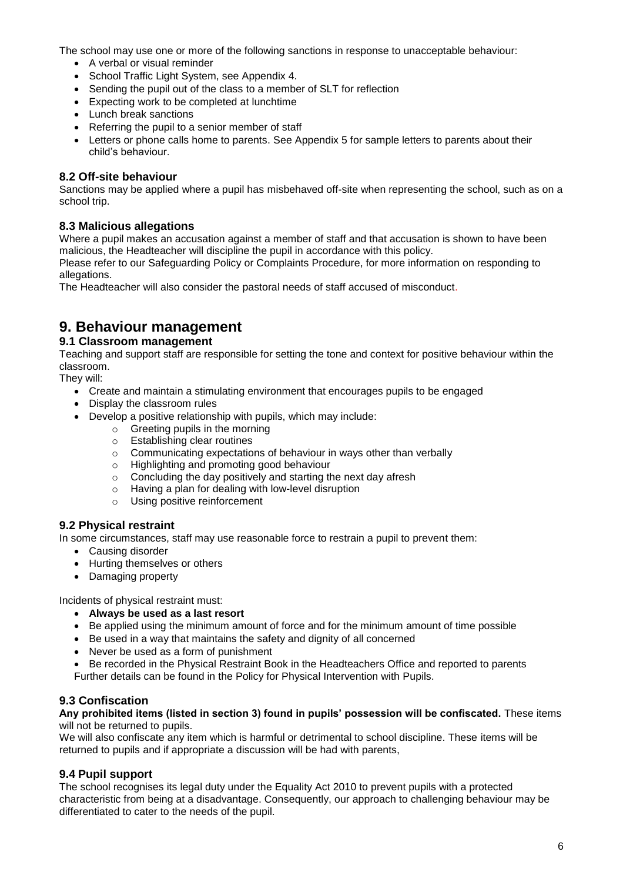The school may use one or more of the following sanctions in response to unacceptable behaviour:

- A verbal or visual reminder
- School Traffic Light System, see Appendix 4.
- Sending the pupil out of the class to a member of SLT for reflection
- Expecting work to be completed at lunchtime
- Lunch break sanctions
- Referring the pupil to a senior member of staff
- Letters or phone calls home to parents. See Appendix 5 for sample letters to parents about their child's behaviour.

### 8.2 Off-site behaviour

Sanctions may be applied where a pupil has misbehaved off-site when representing the school, such as on a school trip.

### 8.3 Malicious allegations

Where a pupil makes an accusation against a member of staff and that accusation is shown to have been malicious, the Headteacher will discipline the pupil in accordance with this policy.

Please refer to our Safeguarding Policy or Complaints Procedure, for more information on responding to allegations.

The Headteacher will also consider the pastoral needs of staff accused of misconduct.

## 9. Behaviour management

### 9.1 Classroom management

Teaching and support staff are responsible for setting the tone and context for positive behaviour within the classroom.

They will:

- Create and maintain a stimulating environment that encourages pupils to be engaged
- Display the classroom rules
- Develop a positive relationship with pupils, which may include:
  - Greeting pupils in the morning
  - Establishing clear routines
  - Communicating expectations of behaviour in ways other than verbally
  - Highlighting and promoting good behaviour
  - Concluding the day positively and starting the next day afresh
  - Having a plan for dealing with low-level disruption
  - Using positive reinforcement

### 9.2 Physical restraint

In some circumstances, staff may use reasonable force to restrain a pupil to prevent them:

- Causing disorder
- Hurting themselves or others
- Damaging property

Incidents of physical restraint must:

- **Always be used as a last resort**
- Be applied using the minimum amount of force and for the minimum amount of time possible
- Be used in a way that maintains the safety and dignity of all concerned
- Never be used as a form of punishment
- Be recorded in the Physical Restraint Book in the Headteachers Office and reported to parents

Further details can be found in the Policy for Physical Intervention with Pupils.

### 9.3 Confiscation

**Any prohibited items (listed in section 3) found in pupils' possession will be confiscated.** These items will not be returned to pupils.

We will also confiscate any item which is harmful or detrimental to school discipline. These items will be returned to pupils and if appropriate a discussion will be had with parents,

### 9.4 Pupil support

The school recognises its legal duty under the Equality Act 2010 to prevent pupils with a protected characteristic from being at a disadvantage. Consequently, our approach to challenging behaviour may be differentiated to cater to the needs of the pupil.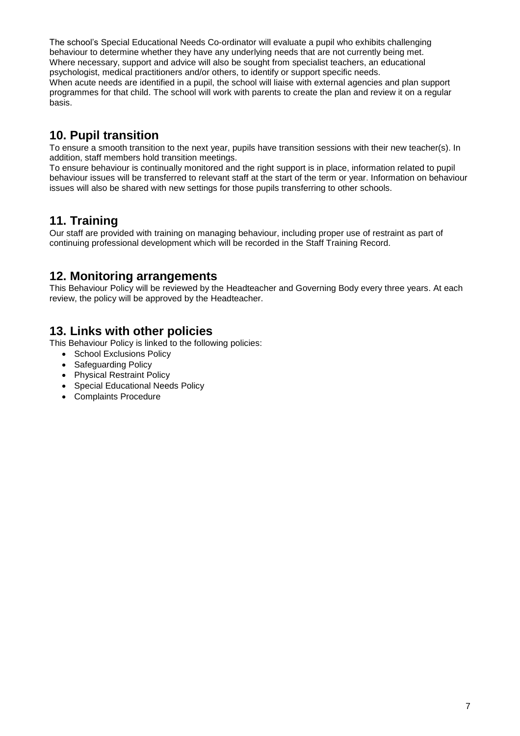The school's Special Educational Needs Co-ordinator will evaluate a pupil who exhibits challenging behaviour to determine whether they have any underlying needs that are not currently being met. Where necessary, support and advice will also be sought from specialist teachers, an educational psychologist, medical practitioners and/or others, to identify or support specific needs.
When acute needs are identified in a pupil, the school will liaise with external agencies and plan support programmes for that child. The school will work with parents to create the plan and review it on a regular basis.

## 10. Pupil transition

To ensure a smooth transition to the next year, pupils have transition sessions with their new teacher(s). In addition, staff members hold transition meetings.
To ensure behaviour is continually monitored and the right support is in place, information related to pupil behaviour issues will be transferred to relevant staff at the start of the term or year. Information on behaviour issues will also be shared with new settings for those pupils transferring to other schools.

## 11. Training

Our staff are provided with training on managing behaviour, including proper use of restraint as part of continuing professional development which will be recorded in the Staff Training Record.

## 12. Monitoring arrangements

This Behaviour Policy will be reviewed by the Headteacher and Governing Body every three years. At each review, the policy will be approved by the Headteacher.

## 13. Links with other policies

This Behaviour Policy is linked to the following policies:

- School Exclusions Policy
- Safeguarding Policy
- Physical Restraint Policy
- Special Educational Needs Policy
- Complaints Procedure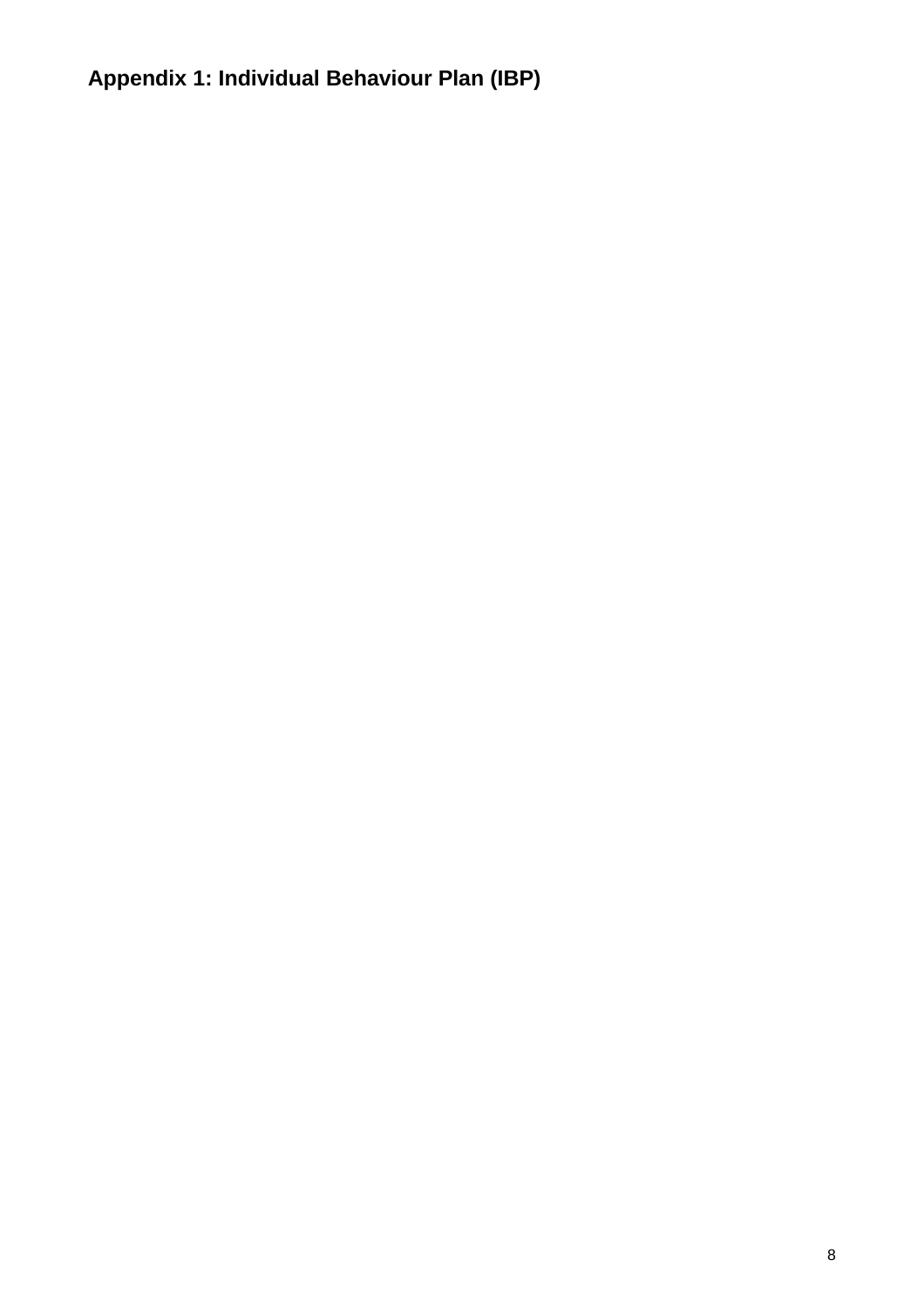**Appendix 1: Individual Behaviour Plan (IBP)**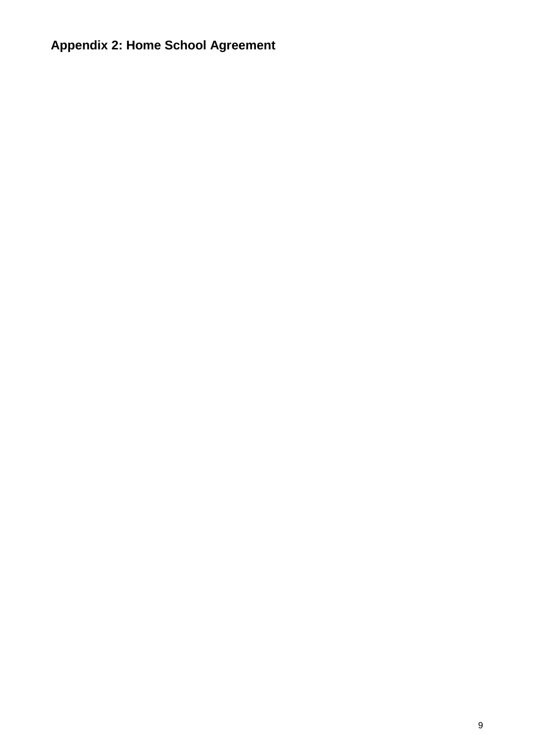## Appendix 2: Home School Agreement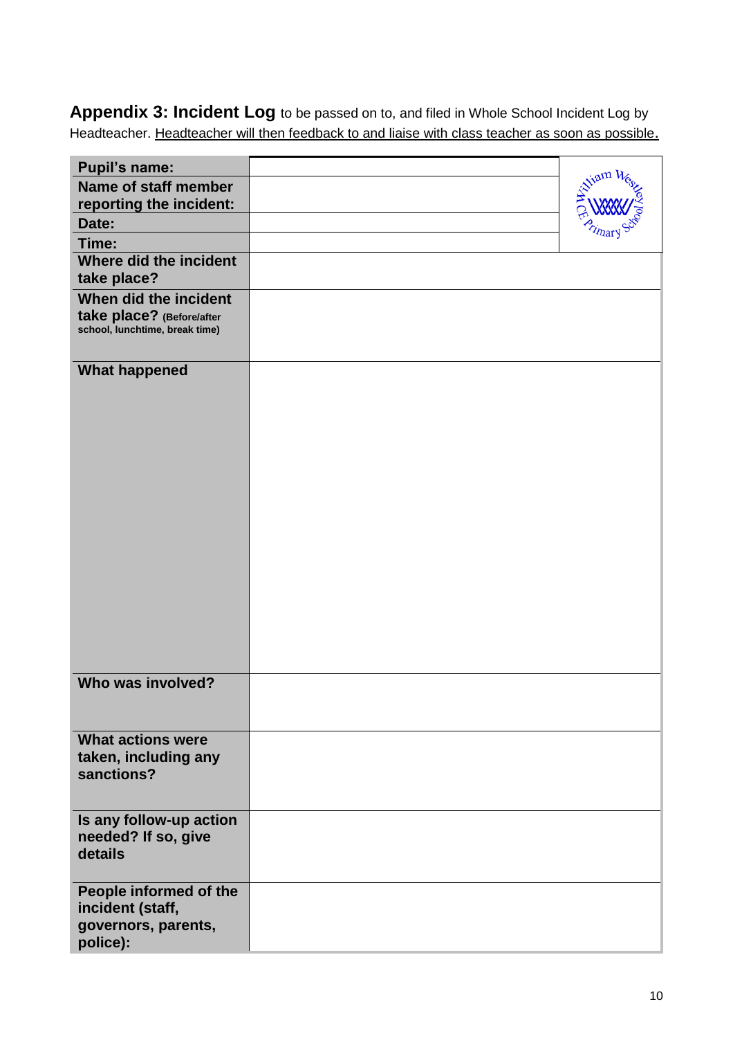**Appendix 3: Incident Log** to be passed on to, and filed in Whole School Incident Log by Headteacher. Headteacher will then feedback to and liaise with class teacher as soon as possible.

| | |
|---|---|
| **Pupil's name:** | |
| **Name of staff member reporting the incident:** | |
| **Date:** | |
| **Time:** | |
| **Where did the incident take place?** | |
| **When did the incident take place?** (Before/after school, lunchtime, break time) | |
| **What happened** | |
| **Who was involved?** | |
| **What actions were taken, including any sanctions?** | |
| **Is any follow-up action needed? If so, give details** | |
| **People informed of the incident (staff, governors, parents, police):** | |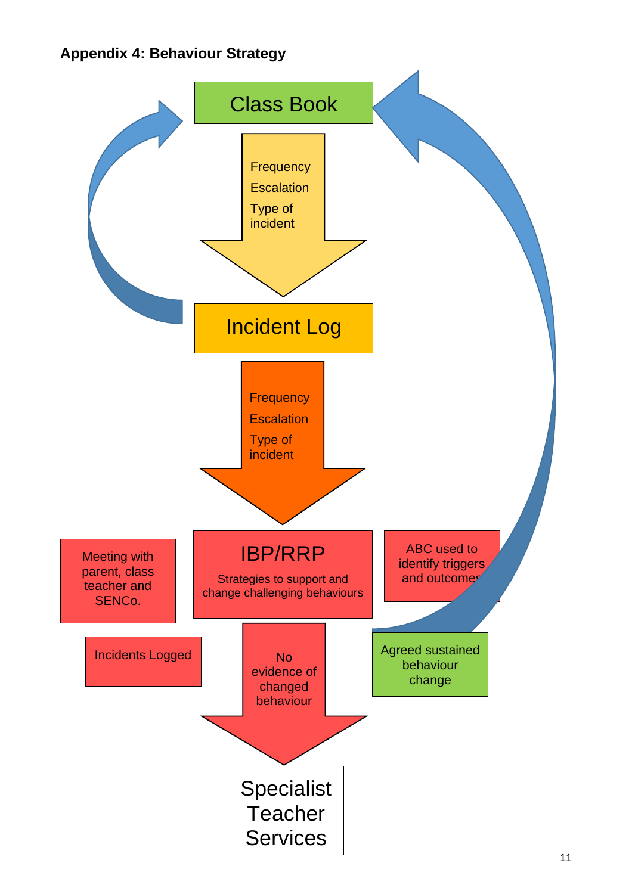**Appendix 4: Behaviour Strategy**

Class Book

Frequency

Escalation

Type of incident

Incident Log

Frequency

Escalation

Type of incident

Meeting with parent, class teacher and SENCo.

IBP/RRP

Strategies to support and change challenging behaviours

ABC used to identify triggers and outcomes

Incidents Logged

No evidence of changed behaviour

Agreed sustained behaviour change

Specialist Teacher Services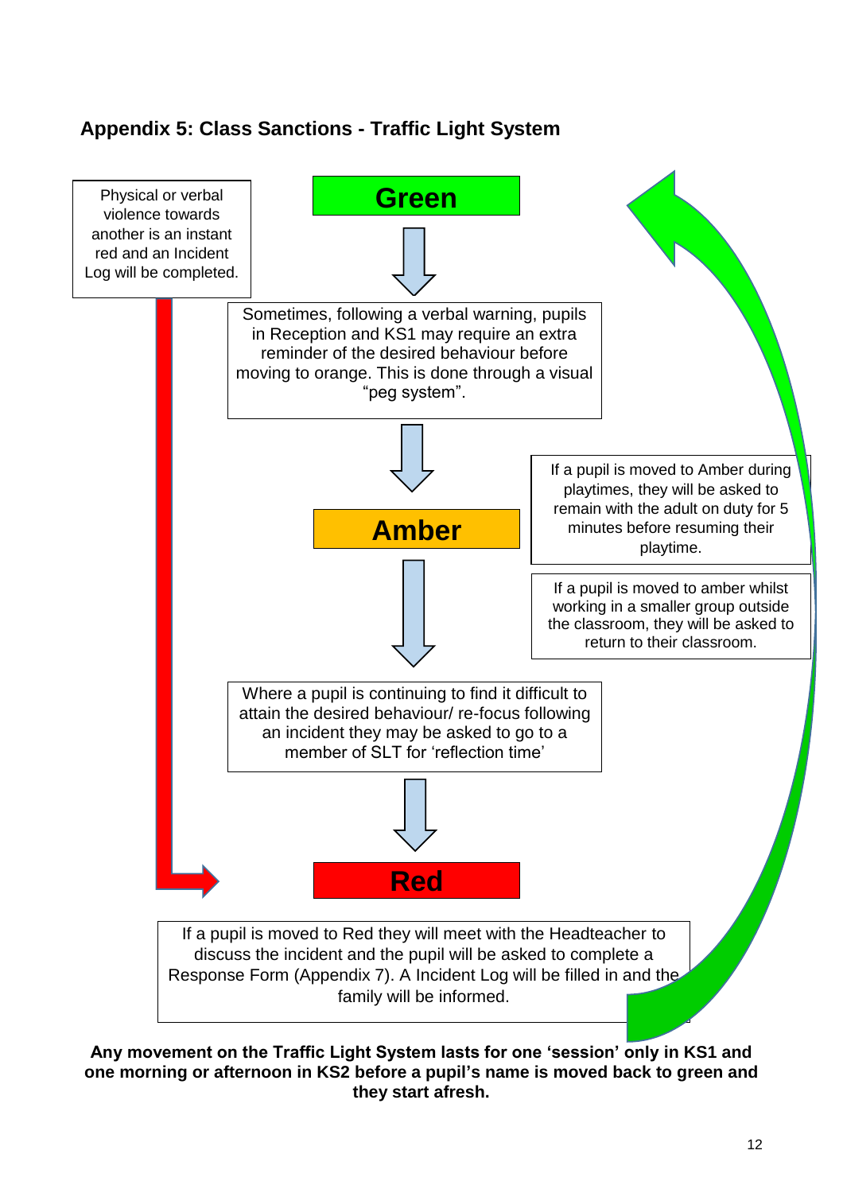## Appendix 5: Class Sanctions - Traffic Light System

Physical or verbal violence towards another is an instant red and an Incident Log will be completed.

**Green**

Sometimes, following a verbal warning, pupils in Reception and KS1 may require an extra reminder of the desired behaviour before moving to orange. This is done through a visual "peg system".

**Amber**

If a pupil is moved to Amber during playtimes, they will be asked to remain with the adult on duty for 5 minutes before resuming their playtime.

If a pupil is moved to amber whilst working in a smaller group outside the classroom, they will be asked to return to their classroom.

Where a pupil is continuing to find it difficult to attain the desired behaviour/ re-focus following an incident they may be asked to go to a member of SLT for 'reflection time'

**Red**

If a pupil is moved to Red they will meet with the Headteacher to discuss the incident and the pupil will be asked to complete a Response Form (Appendix 7). A Incident Log will be filled in and the family will be informed.

**Any movement on the Traffic Light System lasts for one 'session' only in KS1 and one morning or afternoon in KS2 before a pupil's name is moved back to green and they start afresh.**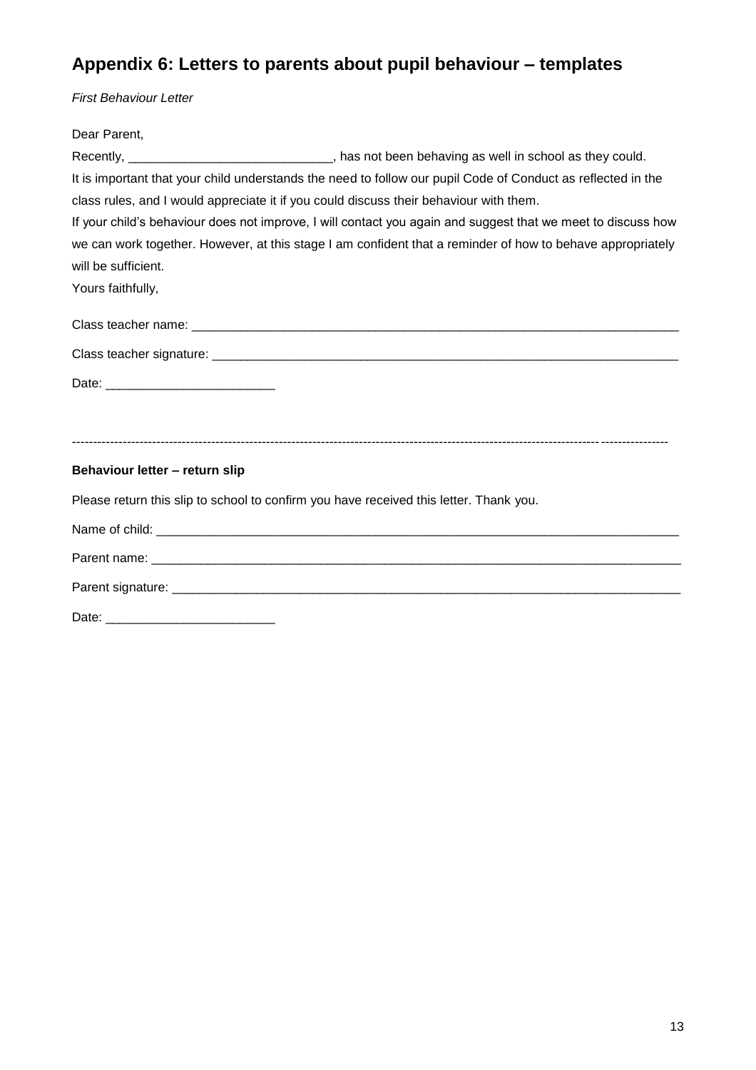## Appendix 6: Letters to parents about pupil behaviour – templates

*First Behaviour Letter*

Dear Parent,

Recently, _____________________________, has not been behaving as well in school as they could.

It is important that your child understands the need to follow our pupil Code of Conduct as reflected in the class rules, and I would appreciate it if you could discuss their behaviour with them.

If your child's behaviour does not improve, I will contact you again and suggest that we meet to discuss how we can work together. However, at this stage I am confident that a reminder of how to behave appropriately will be sufficient.

Yours faithfully,

Class teacher name: _________________________________________________________________________

Class teacher signature: _____________________________________________________________________

Date: ________________________

---

**Behaviour letter – return slip**

Please return this slip to school to confirm you have received this letter. Thank you.

Name of child: _____________________________________________________________________________

Parent name: _______________________________________________________________________________

Parent signature: ___________________________________________________________________________

Date: ________________________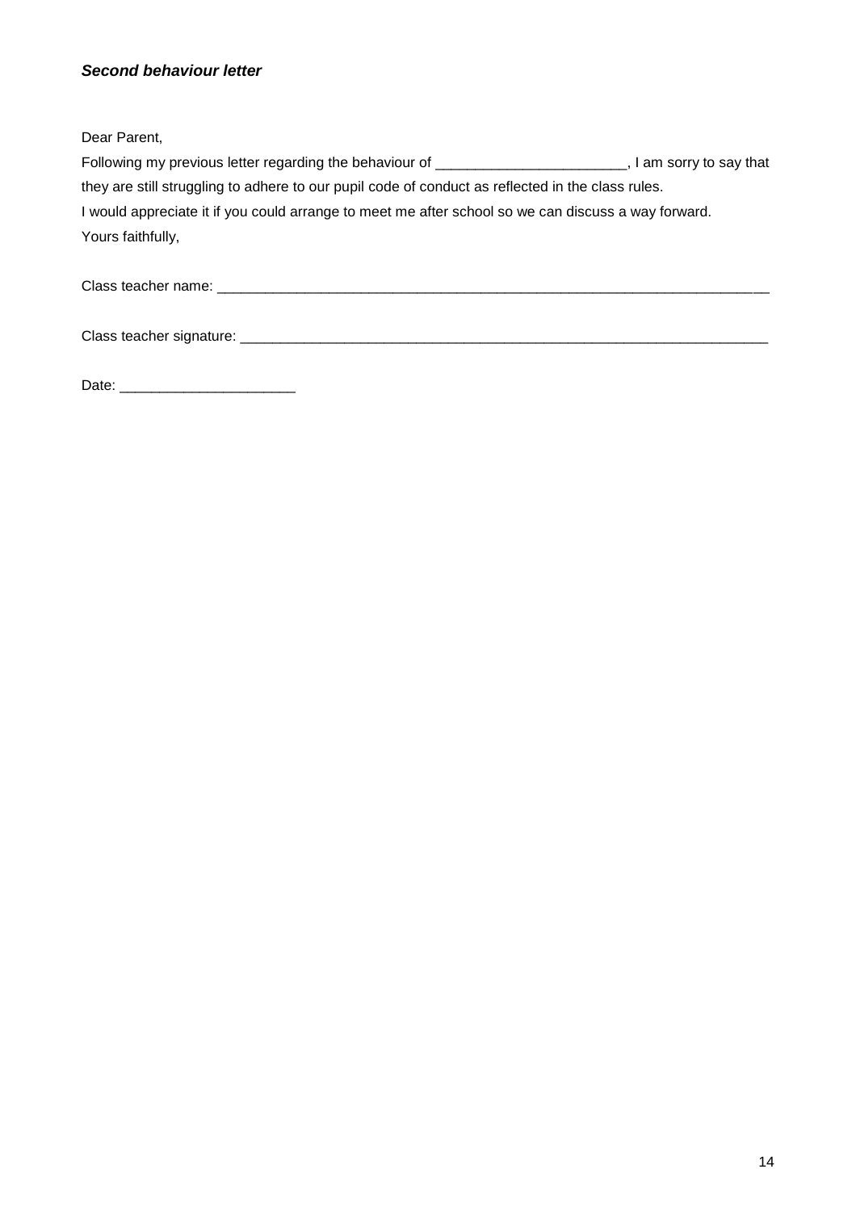***Second behaviour letter***

Dear Parent,

Following my previous letter regarding the behaviour of ________________________, I am sorry to say that they are still struggling to adhere to our pupil code of conduct as reflected in the class rules.

I would appreciate it if you could arrange to meet me after school so we can discuss a way forward.

Yours faithfully,

Class teacher name: ___________________________________________________________________________

Class teacher signature: ______________________________________________________________________

Date: ______________________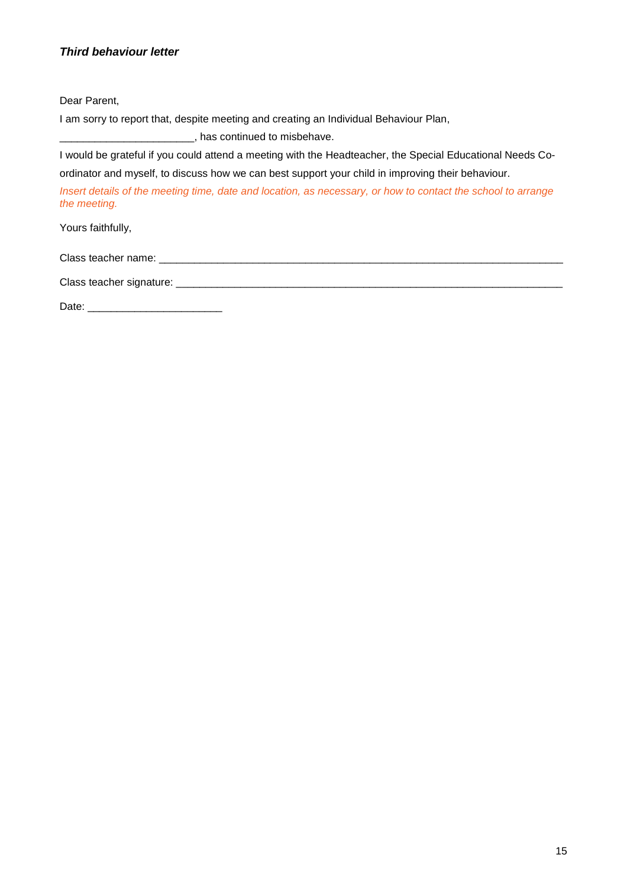### *Third behaviour letter*

Dear Parent,

I am sorry to report that, despite meeting and creating an Individual Behaviour Plan,

_______________________, has continued to misbehave.

I would be grateful if you could attend a meeting with the Headteacher, the Special Educational Needs Co-ordinator and myself, to discuss how we can best support your child in improving their behaviour.

*Insert details of the meeting time, date and location, as necessary, or how to contact the school to arrange the meeting.*

Yours faithfully,

Class teacher name: _____________________________________________________________________

Class teacher signature: __________________________________________________________________

Date: _______________________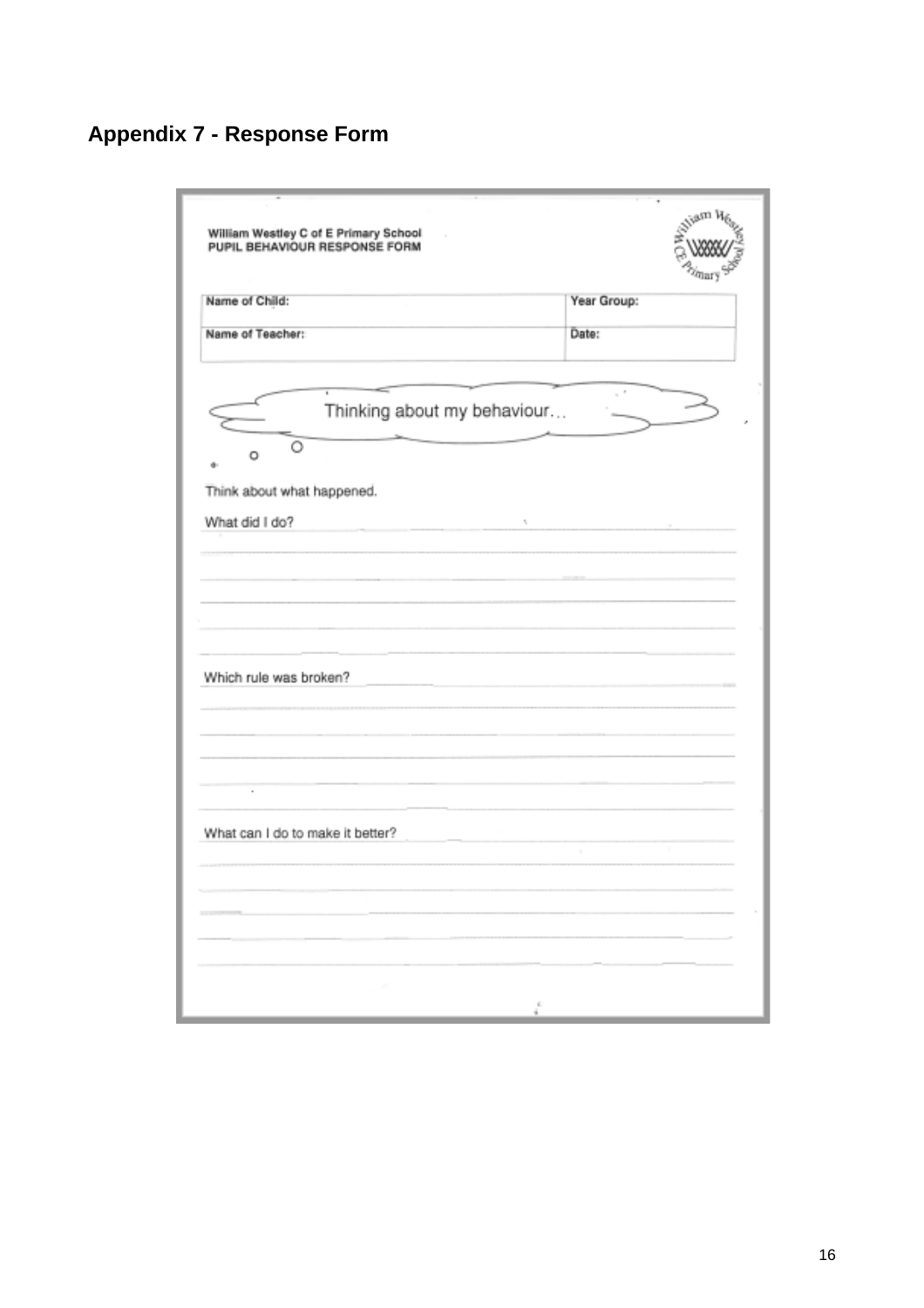## Appendix 7 - Response Form

**William Westley C of E Primary School**
**PUPIL BEHAVIOUR RESPONSE FORM**

| | |
|---|---|
| Name of Child: | Year Group: |
| Name of Teacher: | Date: |

Thinking about my behaviour…

Think about what happened.

What did I do?

Which rule was broken?

What can I do to make it better?